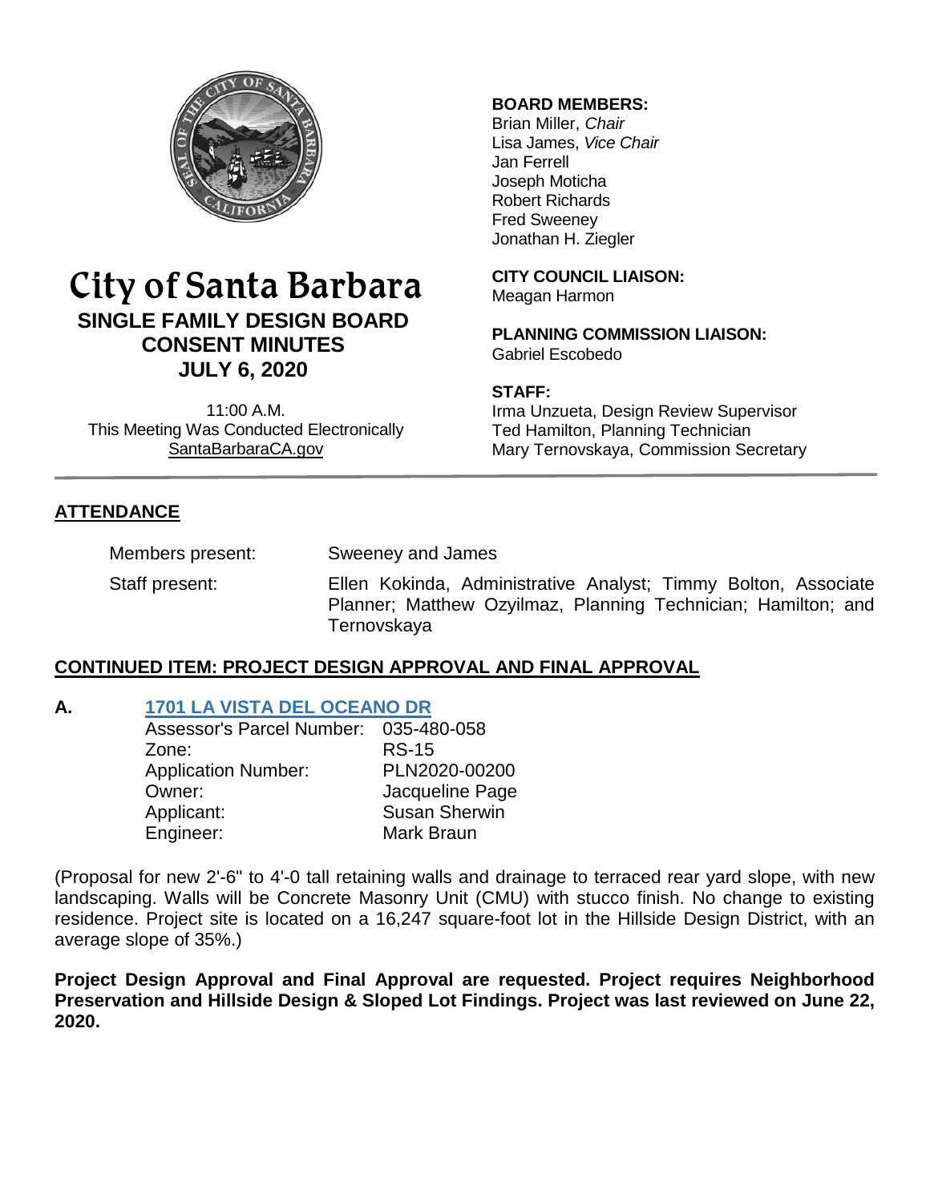# City of Santa Barbara

## SINGLE FAMILY DESIGN BOARD CONSENT MINUTES

## JULY 6, 2020

11:00 A.M.
This Meeting Was Conducted Electronically
SantaBarbaraCA.gov

**BOARD MEMBERS:**
Brian Miller, *Chair*
Lisa James, *Vice Chair*
Jan Ferrell
Joseph Moticha
Robert Richards
Fred Sweeney
Jonathan H. Ziegler

**CITY COUNCIL LIAISON:**
Meagan Harmon

**PLANNING COMMISSION LIAISON:**
Gabriel Escobedo

**STAFF:**
Irma Unzueta, Design Review Supervisor
Ted Hamilton, Planning Technician
Mary Ternovskaya, Commission Secretary

## ATTENDANCE

Members present: Sweeney and James

Staff present: Ellen Kokinda, Administrative Analyst; Timmy Bolton, Associate Planner; Matthew Ozyilmaz, Planning Technician; Hamilton; and Ternovskaya

## CONTINUED ITEM: PROJECT DESIGN APPROVAL AND FINAL APPROVAL

### A. 1701 LA VISTA DEL OCEANO DR

| | |
|---|---|
| Assessor's Parcel Number: | 035-480-058 |
| Zone: | RS-15 |
| Application Number: | PLN2020-00200 |
| Owner: | Jacqueline Page |
| Applicant: | Susan Sherwin |
| Engineer: | Mark Braun |

(Proposal for new 2'-6" to 4'-0 tall retaining walls and drainage to terraced rear yard slope, with new landscaping. Walls will be Concrete Masonry Unit (CMU) with stucco finish. No change to existing residence. Project site is located on a 16,247 square-foot lot in the Hillside Design District, with an average slope of 35%.)

**Project Design Approval and Final Approval are requested. Project requires Neighborhood Preservation and Hillside Design & Sloped Lot Findings. Project was last reviewed on June 22, 2020.**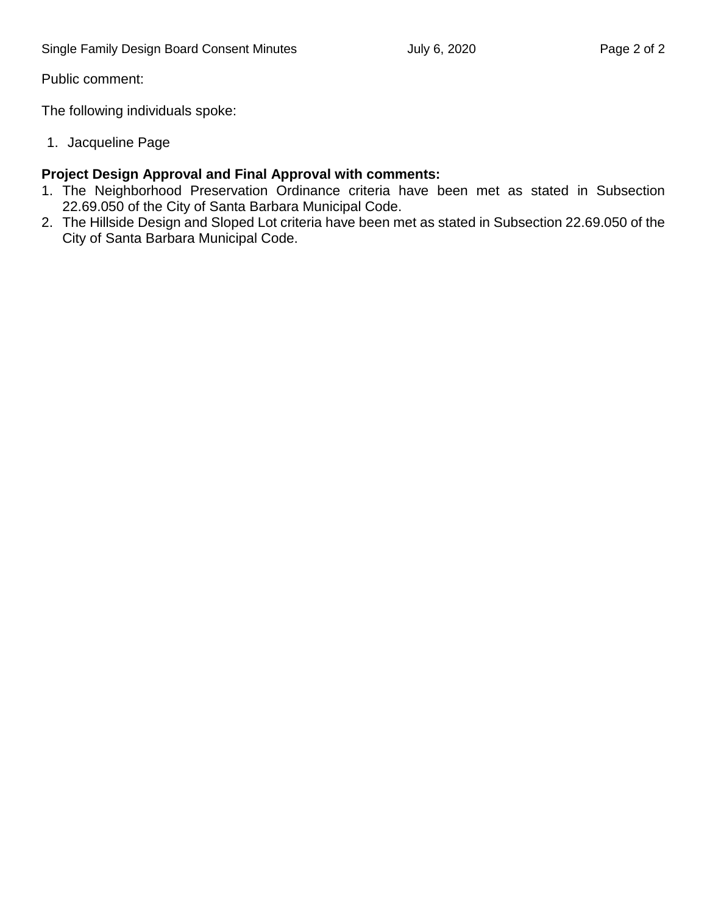Public comment:

The following individuals spoke:

1. Jacqueline Page

**Project Design Approval and Final Approval with comments:**

1. The Neighborhood Preservation Ordinance criteria have been met as stated in Subsection 22.69.050 of the City of Santa Barbara Municipal Code.
2. The Hillside Design and Sloped Lot criteria have been met as stated in Subsection 22.69.050 of the City of Santa Barbara Municipal Code.